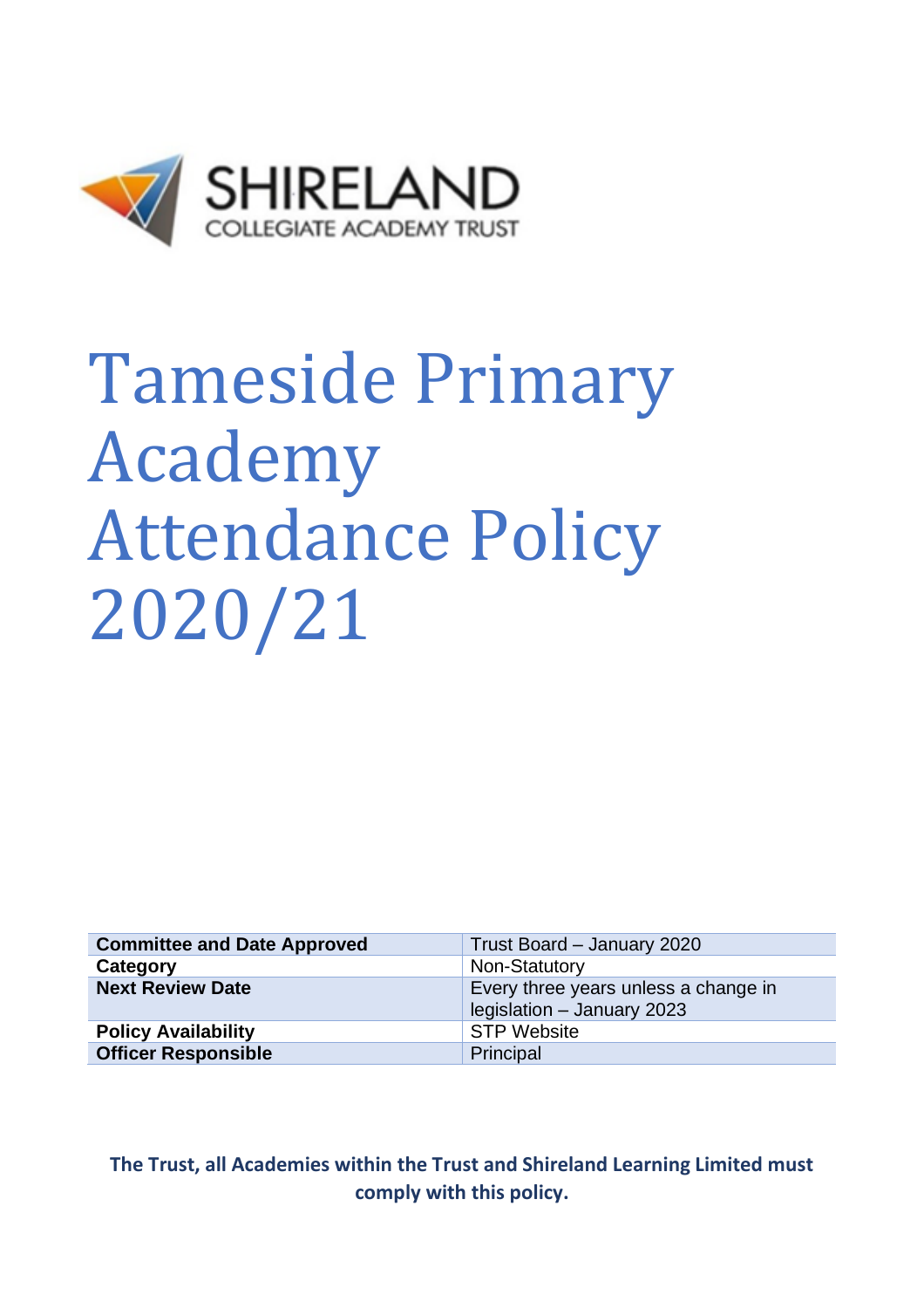SHIRELAND

COLLEGIATE ACADEMY TRUST

# Tameside Primary Academy Attendance Policy 2020/21

| **Committee and Date Approved** | Trust Board – January 2020 |
|---|---|
| **Category** | Non-Statutory |
| **Next Review Date** | Every three years unless a change in legislation – January 2023 |
| **Policy Availability** | STP Website |
| **Officer Responsible** | Principal |

**The Trust, all Academies within the Trust and Shireland Learning Limited must comply with this policy.**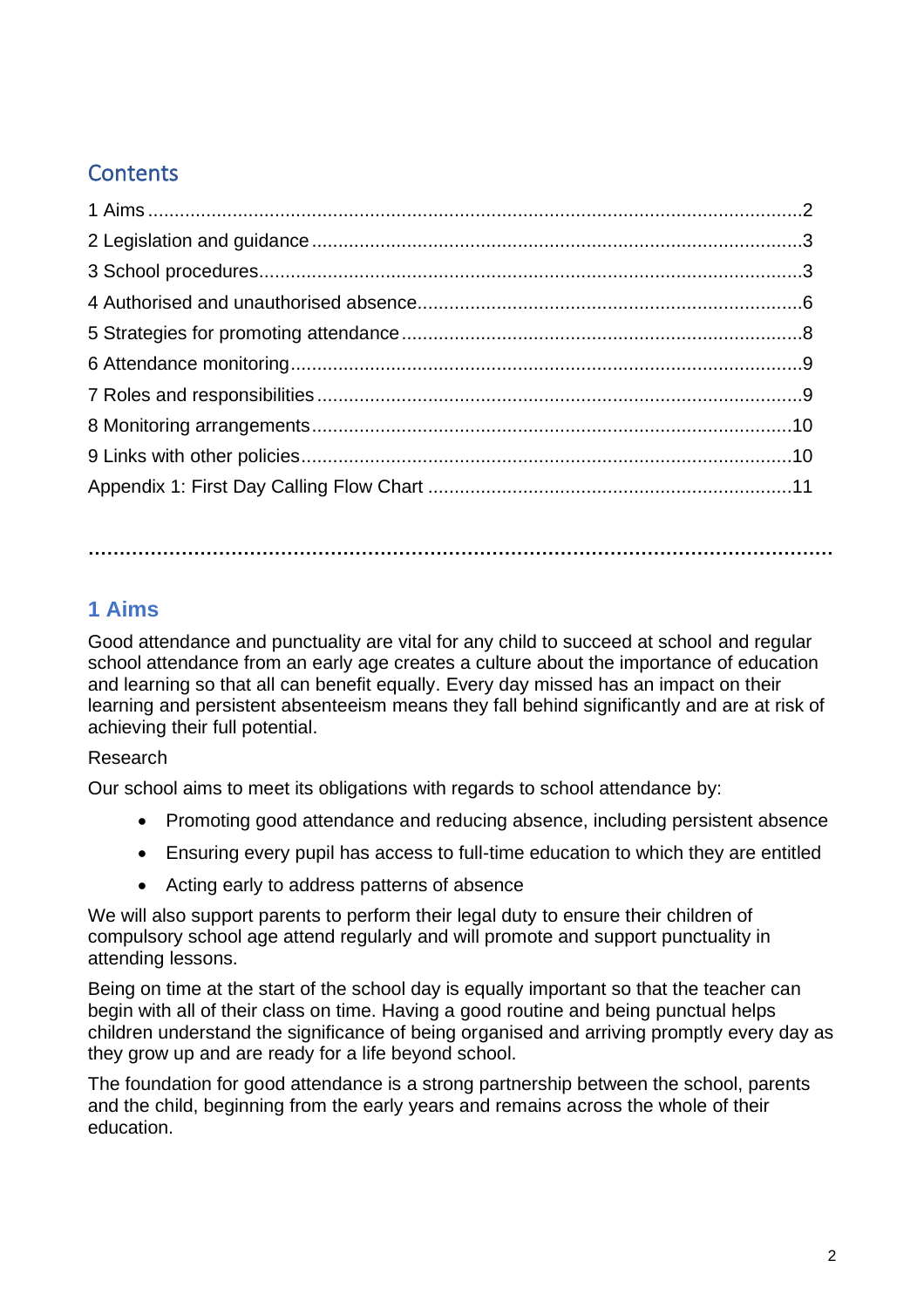## Contents

1 Aims ..........2
2 Legislation and guidance ..........3
3 School procedures ..........3
4 Authorised and unauthorised absence ..........6
5 Strategies for promoting attendance ..........8
6 Attendance monitoring ..........9
7 Roles and responsibilities ..........9
8 Monitoring arrangements ..........10
9 Links with other policies ..........10
Appendix 1: First Day Calling Flow Chart ..........11

---

## 1 Aims

Good attendance and punctuality are vital for any child to succeed at school and regular school attendance from an early age creates a culture about the importance of education and learning so that all can benefit equally. Every day missed has an impact on their learning and persistent absenteeism means they fall behind significantly and are at risk of achieving their full potential.

Research

Our school aims to meet its obligations with regards to school attendance by:

- Promoting good attendance and reducing absence, including persistent absence
- Ensuring every pupil has access to full-time education to which they are entitled
- Acting early to address patterns of absence

We will also support parents to perform their legal duty to ensure their children of compulsory school age attend regularly and will promote and support punctuality in attending lessons.

Being on time at the start of the school day is equally important so that the teacher can begin with all of their class on time. Having a good routine and being punctual helps children understand the significance of being organised and arriving promptly every day as they grow up and are ready for a life beyond school.

The foundation for good attendance is a strong partnership between the school, parents and the child, beginning from the early years and remains across the whole of their education.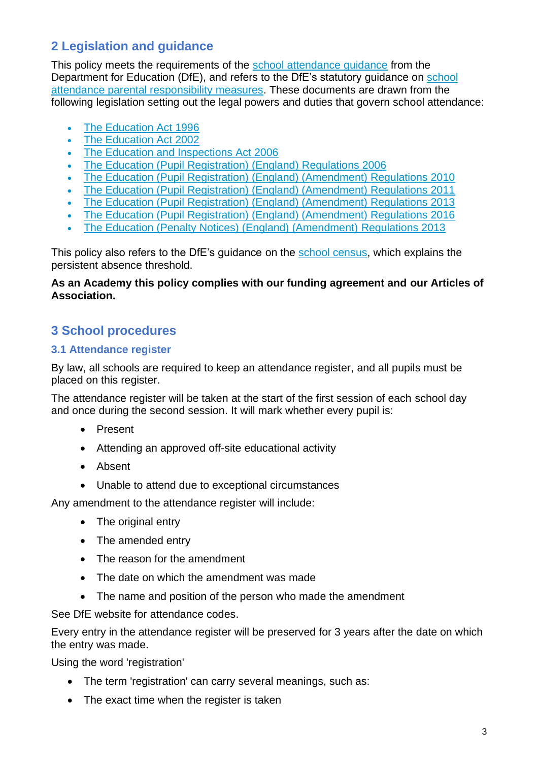## 2 Legislation and guidance

This policy meets the requirements of the [school attendance guidance]() from the Department for Education (DfE), and refers to the DfE's statutory guidance on [school attendance parental responsibility measures](). These documents are drawn from the following legislation setting out the legal powers and duties that govern school attendance:

- [The Education Act 1996]()
- [The Education Act 2002]()
- [The Education and Inspections Act 2006]()
- [The Education (Pupil Registration) (England) Regulations 2006]()
- [The Education (Pupil Registration) (England) (Amendment) Regulations 2010]()
- [The Education (Pupil Registration) (England) (Amendment) Regulations 2011]()
- [The Education (Pupil Registration) (England) (Amendment) Regulations 2013]()
- [The Education (Pupil Registration) (England) (Amendment) Regulations 2016]()
- [The Education (Penalty Notices) (England) (Amendment) Regulations 2013]()

This policy also refers to the DfE's guidance on the [school census](), which explains the persistent absence threshold.

**As an Academy this policy complies with our funding agreement and our Articles of Association.**

## 3 School procedures

### 3.1 Attendance register

By law, all schools are required to keep an attendance register, and all pupils must be placed on this register.

The attendance register will be taken at the start of the first session of each school day and once during the second session. It will mark whether every pupil is:

- Present
- Attending an approved off-site educational activity
- Absent
- Unable to attend due to exceptional circumstances

Any amendment to the attendance register will include:

- The original entry
- The amended entry
- The reason for the amendment
- The date on which the amendment was made
- The name and position of the person who made the amendment

See DfE website for attendance codes.

Every entry in the attendance register will be preserved for 3 years after the date on which the entry was made.

Using the word 'registration'

- The term 'registration' can carry several meanings, such as:
- The exact time when the register is taken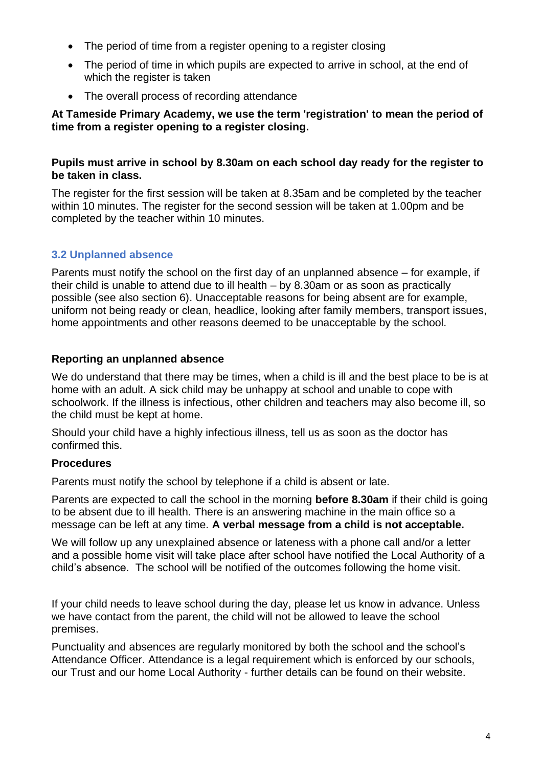- The period of time from a register opening to a register closing
- The period of time in which pupils are expected to arrive in school, at the end of which the register is taken
- The overall process of recording attendance

**At Tameside Primary Academy, we use the term 'registration' to mean the period of time from a register opening to a register closing.**

**Pupils must arrive in school by 8.30am on each school day ready for the register to be taken in class.**

The register for the first session will be taken at 8.35am and be completed by the teacher within 10 minutes. The register for the second session will be taken at 1.00pm and be completed by the teacher within 10 minutes.

### 3.2 Unplanned absence

Parents must notify the school on the first day of an unplanned absence – for example, if their child is unable to attend due to ill health – by 8.30am or as soon as practically possible (see also section 6). Unacceptable reasons for being absent are for example, uniform not being ready or clean, headlice, looking after family members, transport issues, home appointments and other reasons deemed to be unacceptable by the school.

**Reporting an unplanned absence**

We do understand that there may be times, when a child is ill and the best place to be is at home with an adult. A sick child may be unhappy at school and unable to cope with schoolwork. If the illness is infectious, other children and teachers may also become ill, so the child must be kept at home.

Should your child have a highly infectious illness, tell us as soon as the doctor has confirmed this.

**Procedures**

Parents must notify the school by telephone if a child is absent or late.

Parents are expected to call the school in the morning **before 8.30am** if their child is going to be absent due to ill health. There is an answering machine in the main office so a message can be left at any time. **A verbal message from a child is not acceptable.**

We will follow up any unexplained absence or lateness with a phone call and/or a letter and a possible home visit will take place after school have notified the Local Authority of a child's absence. The school will be notified of the outcomes following the home visit.

If your child needs to leave school during the day, please let us know in advance. Unless we have contact from the parent, the child will not be allowed to leave the school premises.

Punctuality and absences are regularly monitored by both the school and the school's Attendance Officer. Attendance is a legal requirement which is enforced by our schools, our Trust and our home Local Authority - further details can be found on their website.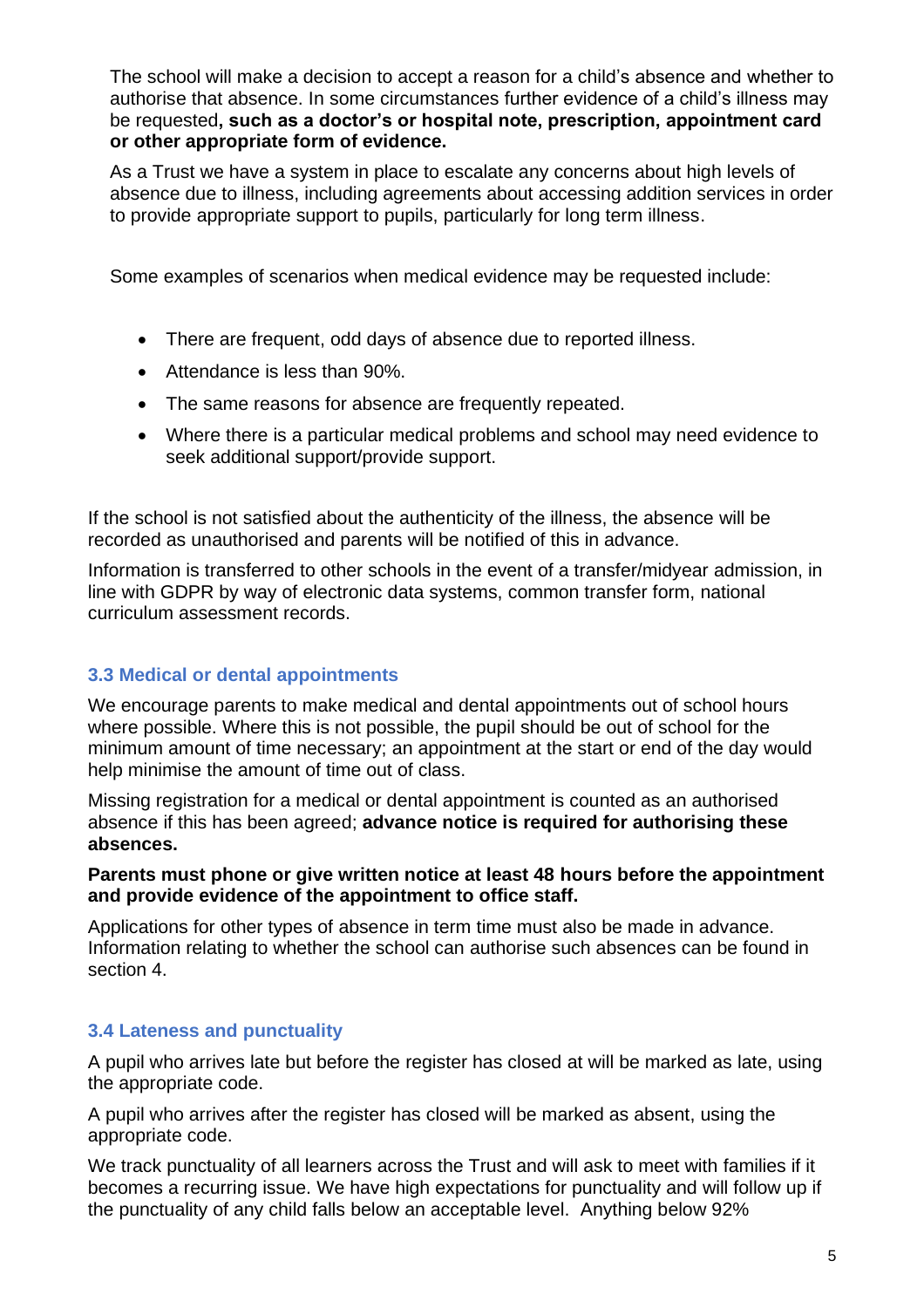The school will make a decision to accept a reason for a child's absence and whether to authorise that absence. In some circumstances further evidence of a child's illness may be requested**, such as a doctor's or hospital note, prescription, appointment card or other appropriate form of evidence.**

As a Trust we have a system in place to escalate any concerns about high levels of absence due to illness, including agreements about accessing addition services in order to provide appropriate support to pupils, particularly for long term illness.

Some examples of scenarios when medical evidence may be requested include:

- There are frequent, odd days of absence due to reported illness.
- Attendance is less than 90%.
- The same reasons for absence are frequently repeated.
- Where there is a particular medical problems and school may need evidence to seek additional support/provide support.

If the school is not satisfied about the authenticity of the illness, the absence will be recorded as unauthorised and parents will be notified of this in advance.

Information is transferred to other schools in the event of a transfer/midyear admission, in line with GDPR by way of electronic data systems, common transfer form, national curriculum assessment records.

### 3.3 Medical or dental appointments

We encourage parents to make medical and dental appointments out of school hours where possible. Where this is not possible, the pupil should be out of school for the minimum amount of time necessary; an appointment at the start or end of the day would help minimise the amount of time out of class.

Missing registration for a medical or dental appointment is counted as an authorised absence if this has been agreed; **advance notice is required for authorising these absences.**

**Parents must phone or give written notice at least 48 hours before the appointment and provide evidence of the appointment to office staff.**

Applications for other types of absence in term time must also be made in advance. Information relating to whether the school can authorise such absences can be found in section 4.

### 3.4 Lateness and punctuality

A pupil who arrives late but before the register has closed at will be marked as late, using the appropriate code.

A pupil who arrives after the register has closed will be marked as absent, using the appropriate code.

We track punctuality of all learners across the Trust and will ask to meet with families if it becomes a recurring issue. We have high expectations for punctuality and will follow up if the punctuality of any child falls below an acceptable level. Anything below 92%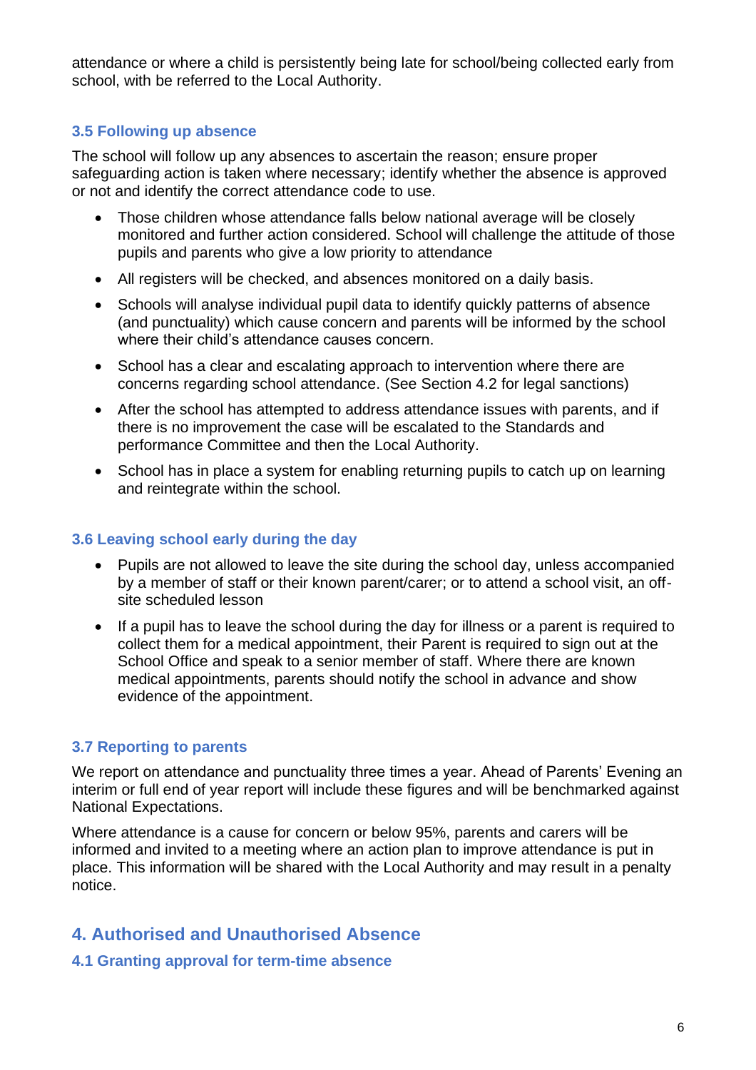attendance or where a child is persistently being late for school/being collected early from school, with be referred to the Local Authority.

### 3.5 Following up absence

The school will follow up any absences to ascertain the reason; ensure proper safeguarding action is taken where necessary; identify whether the absence is approved or not and identify the correct attendance code to use.

- Those children whose attendance falls below national average will be closely monitored and further action considered. School will challenge the attitude of those pupils and parents who give a low priority to attendance
- All registers will be checked, and absences monitored on a daily basis.
- Schools will analyse individual pupil data to identify quickly patterns of absence (and punctuality) which cause concern and parents will be informed by the school where their child's attendance causes concern.
- School has a clear and escalating approach to intervention where there are concerns regarding school attendance. (See Section 4.2 for legal sanctions)
- After the school has attempted to address attendance issues with parents, and if there is no improvement the case will be escalated to the Standards and performance Committee and then the Local Authority.
- School has in place a system for enabling returning pupils to catch up on learning and reintegrate within the school.

### 3.6 Leaving school early during the day

- Pupils are not allowed to leave the site during the school day, unless accompanied by a member of staff or their known parent/carer; or to attend a school visit, an off-site scheduled lesson
- If a pupil has to leave the school during the day for illness or a parent is required to collect them for a medical appointment, their Parent is required to sign out at the School Office and speak to a senior member of staff. Where there are known medical appointments, parents should notify the school in advance and show evidence of the appointment.

### 3.7 Reporting to parents

We report on attendance and punctuality three times a year. Ahead of Parents' Evening an interim or full end of year report will include these figures and will be benchmarked against National Expectations.

Where attendance is a cause for concern or below 95%, parents and carers will be informed and invited to a meeting where an action plan to improve attendance is put in place. This information will be shared with the Local Authority and may result in a penalty notice.

## 4. Authorised and Unauthorised Absence

### 4.1 Granting approval for term-time absence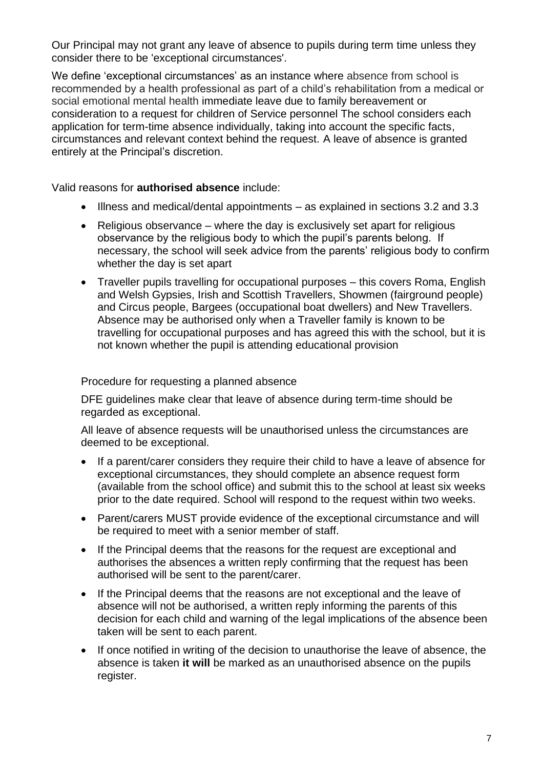Our Principal may not grant any leave of absence to pupils during term time unless they consider there to be 'exceptional circumstances'.

We define 'exceptional circumstances' as an instance where absence from school is recommended by a health professional as part of a child's rehabilitation from a medical or social emotional mental health immediate leave due to family bereavement or consideration to a request for children of Service personnel The school considers each application for term-time absence individually, taking into account the specific facts, circumstances and relevant context behind the request. A leave of absence is granted entirely at the Principal's discretion.

Valid reasons for **authorised absence** include:

- Illness and medical/dental appointments – as explained in sections 3.2 and 3.3
- Religious observance – where the day is exclusively set apart for religious observance by the religious body to which the pupil's parents belong. If necessary, the school will seek advice from the parents' religious body to confirm whether the day is set apart
- Traveller pupils travelling for occupational purposes – this covers Roma, English and Welsh Gypsies, Irish and Scottish Travellers, Showmen (fairground people) and Circus people, Bargees (occupational boat dwellers) and New Travellers. Absence may be authorised only when a Traveller family is known to be travelling for occupational purposes and has agreed this with the school, but it is not known whether the pupil is attending educational provision

Procedure for requesting a planned absence

DFE guidelines make clear that leave of absence during term-time should be regarded as exceptional.

All leave of absence requests will be unauthorised unless the circumstances are deemed to be exceptional.

- If a parent/carer considers they require their child to have a leave of absence for exceptional circumstances, they should complete an absence request form (available from the school office) and submit this to the school at least six weeks prior to the date required. School will respond to the request within two weeks.
- Parent/carers MUST provide evidence of the exceptional circumstance and will be required to meet with a senior member of staff.
- If the Principal deems that the reasons for the request are exceptional and authorises the absences a written reply confirming that the request has been authorised will be sent to the parent/carer.
- If the Principal deems that the reasons are not exceptional and the leave of absence will not be authorised, a written reply informing the parents of this decision for each child and warning of the legal implications of the absence been taken will be sent to each parent.
- If once notified in writing of the decision to unauthorise the leave of absence, the absence is taken **it will** be marked as an unauthorised absence on the pupils register.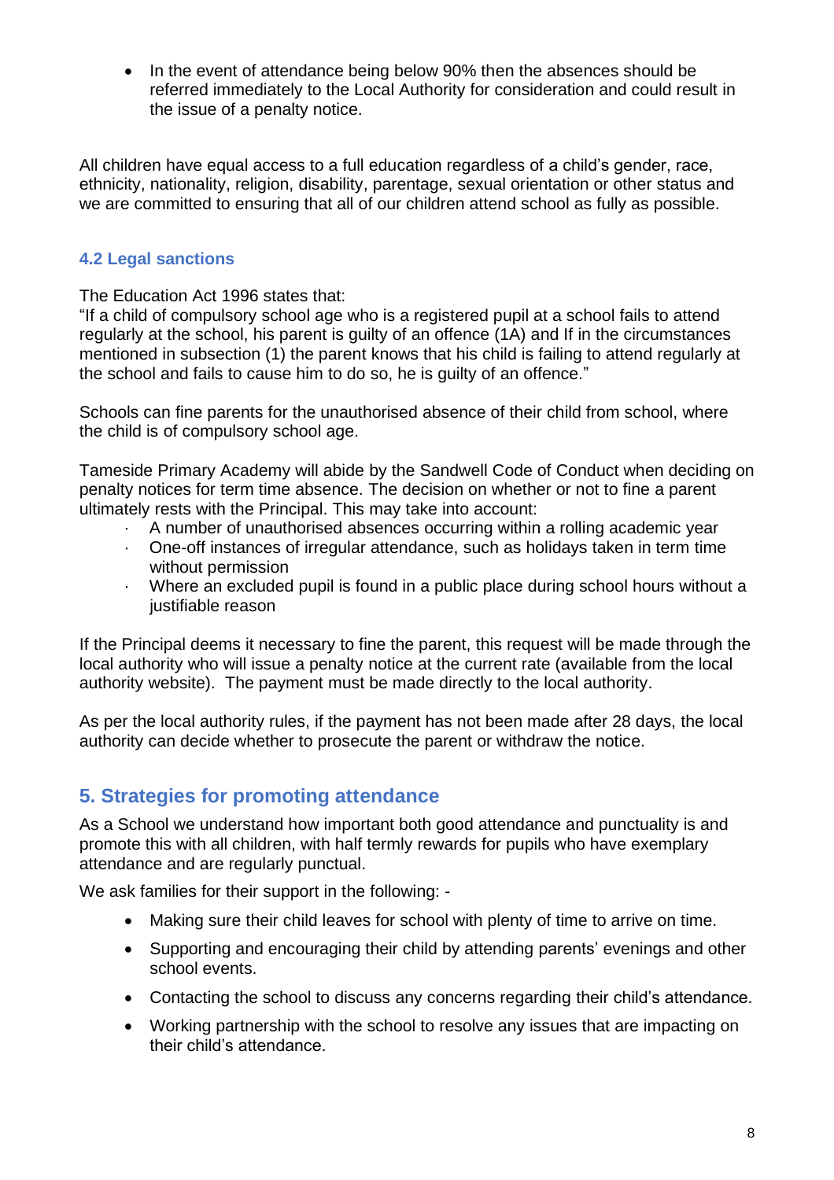- In the event of attendance being below 90% then the absences should be referred immediately to the Local Authority for consideration and could result in the issue of a penalty notice.

All children have equal access to a full education regardless of a child's gender, race, ethnicity, nationality, religion, disability, parentage, sexual orientation or other status and we are committed to ensuring that all of our children attend school as fully as possible.

### 4.2 Legal sanctions

The Education Act 1996 states that:
"If a child of compulsory school age who is a registered pupil at a school fails to attend regularly at the school, his parent is guilty of an offence (1A) and If in the circumstances mentioned in subsection (1) the parent knows that his child is failing to attend regularly at the school and fails to cause him to do so, he is guilty of an offence."

Schools can fine parents for the unauthorised absence of their child from school, where the child is of compulsory school age.

Tameside Primary Academy will abide by the Sandwell Code of Conduct when deciding on penalty notices for term time absence. The decision on whether or not to fine a parent ultimately rests with the Principal. This may take into account:

- A number of unauthorised absences occurring within a rolling academic year
- One-off instances of irregular attendance, such as holidays taken in term time without permission
- Where an excluded pupil is found in a public place during school hours without a justifiable reason

If the Principal deems it necessary to fine the parent, this request will be made through the local authority who will issue a penalty notice at the current rate (available from the local authority website). The payment must be made directly to the local authority.

As per the local authority rules, if the payment has not been made after 28 days, the local authority can decide whether to prosecute the parent or withdraw the notice.

## 5. Strategies for promoting attendance

As a School we understand how important both good attendance and punctuality is and promote this with all children, with half termly rewards for pupils who have exemplary attendance and are regularly punctual.

We ask families for their support in the following: -

- Making sure their child leaves for school with plenty of time to arrive on time.
- Supporting and encouraging their child by attending parents' evenings and other school events.
- Contacting the school to discuss any concerns regarding their child's attendance.
- Working partnership with the school to resolve any issues that are impacting on their child's attendance.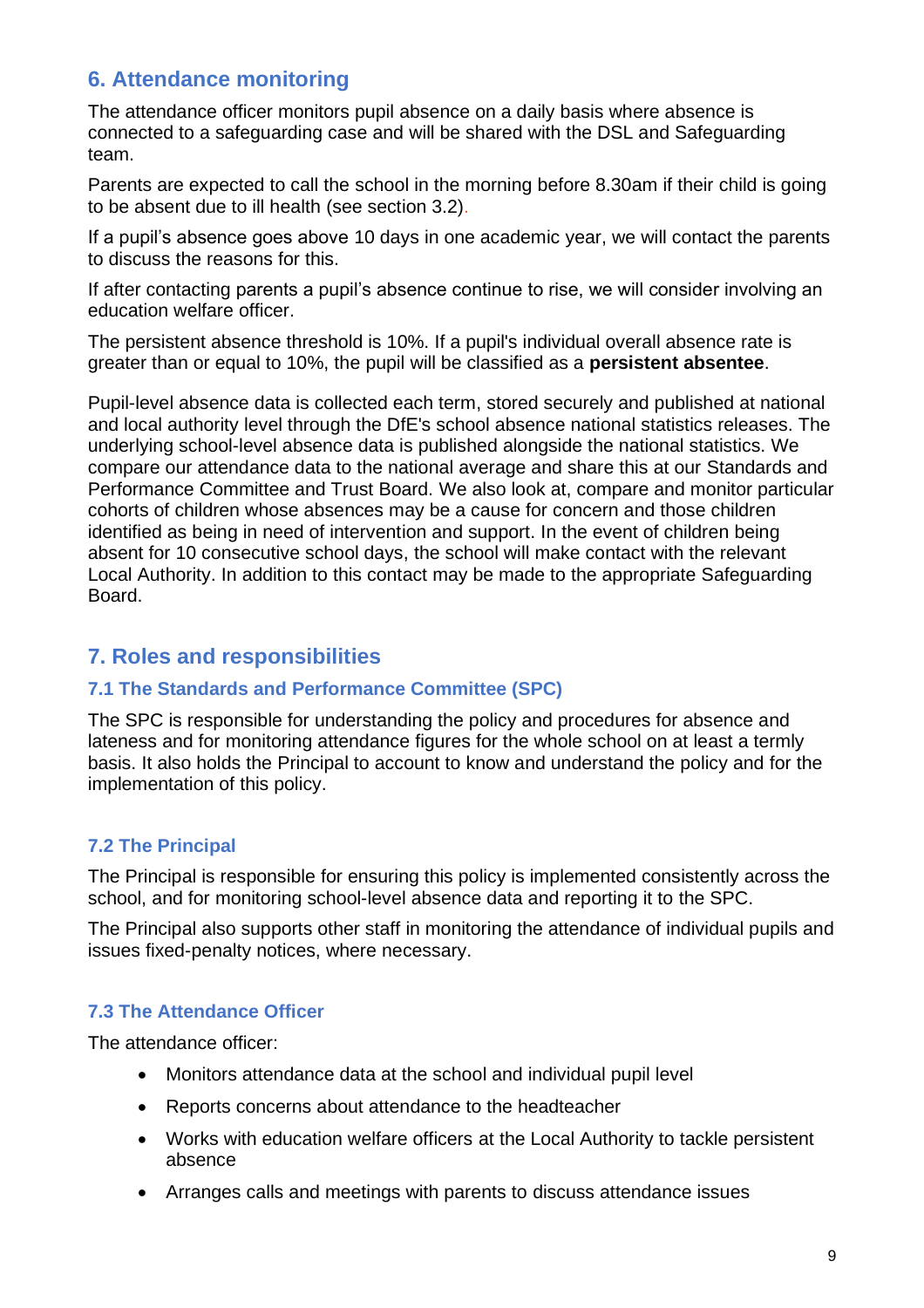## 6. Attendance monitoring

The attendance officer monitors pupil absence on a daily basis where absence is connected to a safeguarding case and will be shared with the DSL and Safeguarding team.

Parents are expected to call the school in the morning before 8.30am if their child is going to be absent due to ill health (see section 3.2).

If a pupil's absence goes above 10 days in one academic year, we will contact the parents to discuss the reasons for this.

If after contacting parents a pupil's absence continue to rise, we will consider involving an education welfare officer.

The persistent absence threshold is 10%. If a pupil's individual overall absence rate is greater than or equal to 10%, the pupil will be classified as a **persistent absentee**.

Pupil-level absence data is collected each term, stored securely and published at national and local authority level through the DfE's school absence national statistics releases. The underlying school-level absence data is published alongside the national statistics. We compare our attendance data to the national average and share this at our Standards and Performance Committee and Trust Board. We also look at, compare and monitor particular cohorts of children whose absences may be a cause for concern and those children identified as being in need of intervention and support. In the event of children being absent for 10 consecutive school days, the school will make contact with the relevant Local Authority. In addition to this contact may be made to the appropriate Safeguarding Board.

## 7. Roles and responsibilities

### 7.1 The Standards and Performance Committee (SPC)

The SPC is responsible for understanding the policy and procedures for absence and lateness and for monitoring attendance figures for the whole school on at least a termly basis. It also holds the Principal to account to know and understand the policy and for the implementation of this policy.

### 7.2 The Principal

The Principal is responsible for ensuring this policy is implemented consistently across the school, and for monitoring school-level absence data and reporting it to the SPC.

The Principal also supports other staff in monitoring the attendance of individual pupils and issues fixed-penalty notices, where necessary.

### 7.3 The Attendance Officer

The attendance officer:

- Monitors attendance data at the school and individual pupil level
- Reports concerns about attendance to the headteacher
- Works with education welfare officers at the Local Authority to tackle persistent absence
- Arranges calls and meetings with parents to discuss attendance issues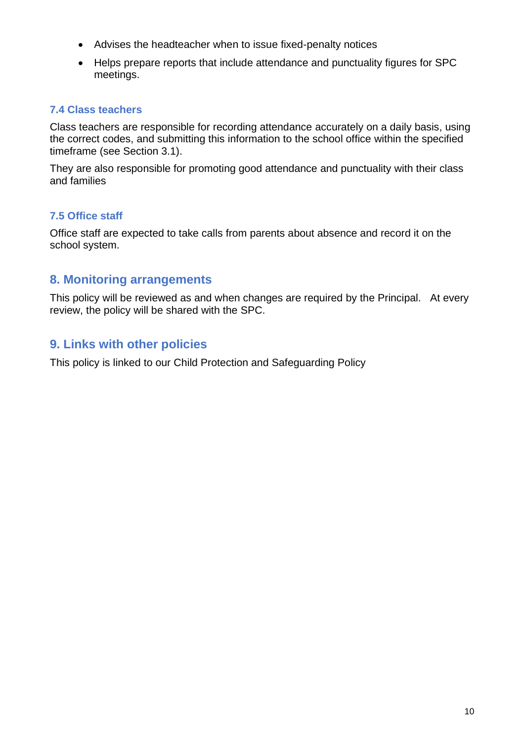- Advises the headteacher when to issue fixed-penalty notices
- Helps prepare reports that include attendance and punctuality figures for SPC meetings.

### 7.4 Class teachers

Class teachers are responsible for recording attendance accurately on a daily basis, using the correct codes, and submitting this information to the school office within the specified timeframe (see Section 3.1).

They are also responsible for promoting good attendance and punctuality with their class and families

### 7.5 Office staff

Office staff are expected to take calls from parents about absence and record it on the school system.

## 8. Monitoring arrangements

This policy will be reviewed as and when changes are required by the Principal. At every review, the policy will be shared with the SPC.

## 9. Links with other policies

This policy is linked to our Child Protection and Safeguarding Policy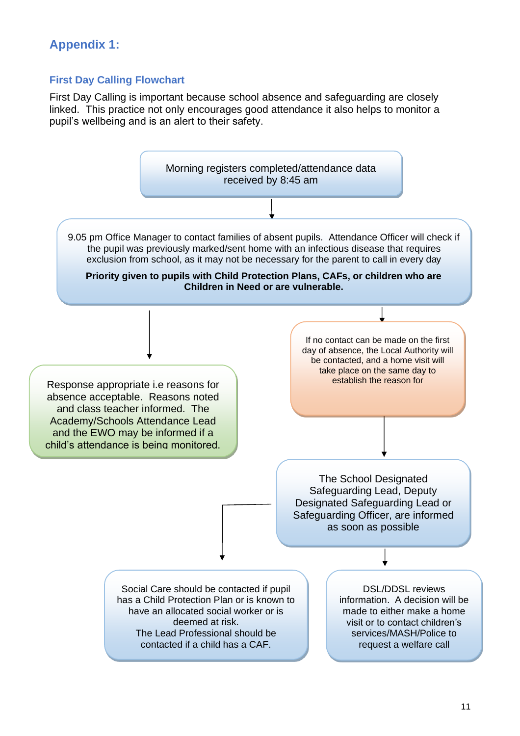## Appendix 1:

### First Day Calling Flowchart

First Day Calling is important because school absence and safeguarding are closely linked. This practice not only encourages good attendance it also helps to monitor a pupil's wellbeing and is an alert to their safety.

Morning registers completed/attendance data received by 8:45 am

9.05 pm Office Manager to contact families of absent pupils. Attendance Officer will check if the pupil was previously marked/sent home with an infectious disease that requires exclusion from school, as it may not be necessary for the parent to call in every day

**Priority given to pupils with Child Protection Plans, CAFs, or children who are Children in Need or are vulnerable.**

Response appropriate i.e reasons for absence acceptable. Reasons noted and class teacher informed. The Academy/Schools Attendance Lead and the EWO may be informed if a child's attendance is being monitored.

If no contact can be made on the first day of absence, the Local Authority will be contacted, and a home visit will take place on the same day to establish the reason for

The School Designated Safeguarding Lead, Deputy Designated Safeguarding Lead or Safeguarding Officer, are informed as soon as possible

Social Care should be contacted if pupil has a Child Protection Plan or is known to have an allocated social worker or is deemed at risk.
The Lead Professional should be contacted if a child has a CAF.

DSL/DDSL reviews information. A decision will be made to either make a home visit or to contact children's services/MASH/Police to request a welfare call